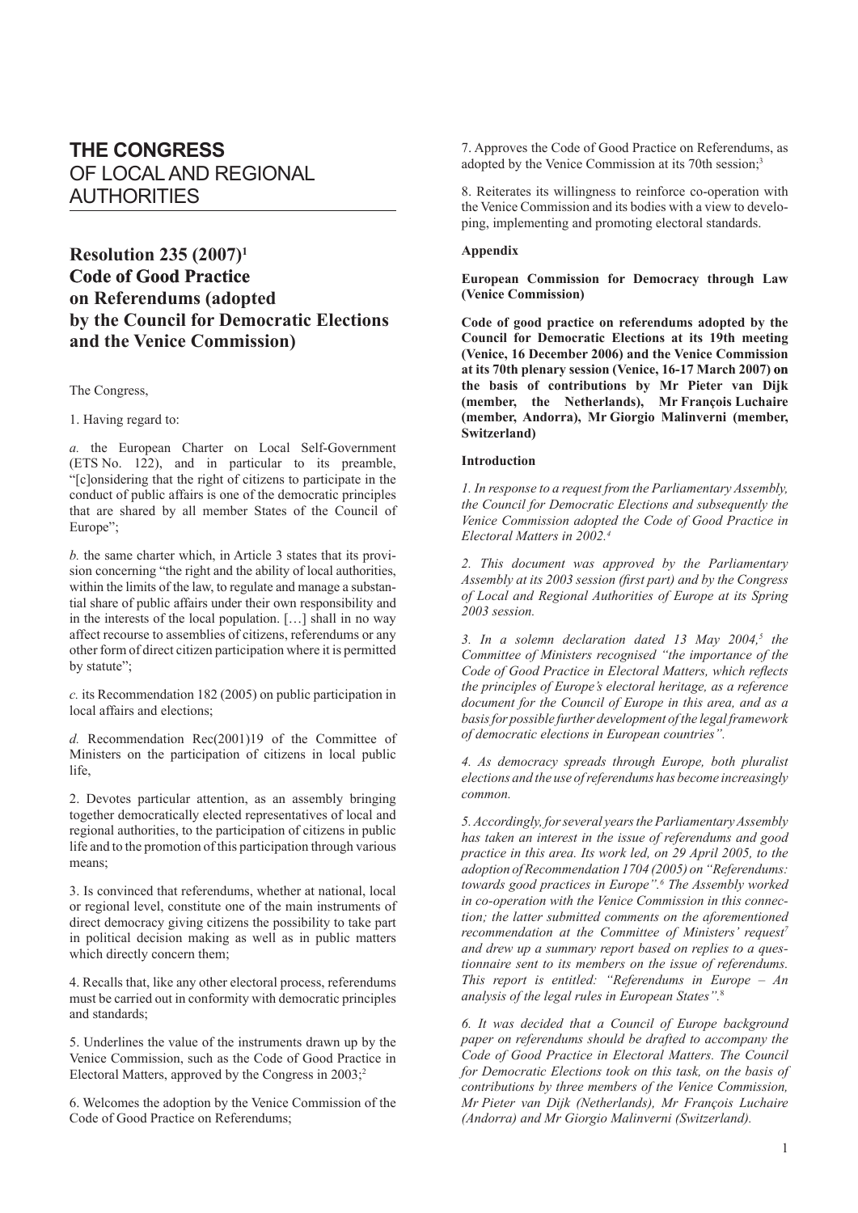# THE CONGRESS OF LOCAL AND REGIONAL AUTHORITIES

## Resolution 235 (2007)[1] Code of Good Practice on Referendums (adopted by the Council for Democratic Elections and the Venice Commission)

The Congress,

1. Having regard to:

*a.* the European Charter on Local Self-Government (ETS No. 122), and in particular to its preamble, "[c]onsidering that the right of citizens to participate in the conduct of public affairs is one of the democratic principles that are shared by all member States of the Council of Europe";

*b.* the same charter which, in Article 3 states that its provision concerning "the right and the ability of local authorities, within the limits of the law, to regulate and manage a substantial share of public affairs under their own responsibility and in the interests of the local population. […] shall in no way affect recourse to assemblies of citizens, referendums or any other form of direct citizen participation where it is permitted by statute";

*c.* its Recommendation 182 (2005) on public participation in local affairs and elections;

*d.* Recommendation Rec(2001)19 of the Committee of Ministers on the participation of citizens in local public life,

2. Devotes particular attention, as an assembly bringing together democratically elected representatives of local and regional authorities, to the participation of citizens in public life and to the promotion of this participation through various means;

3. Is convinced that referendums, whether at national, local or regional level, constitute one of the main instruments of direct democracy giving citizens the possibility to take part in political decision making as well as in public matters which directly concern them;

4. Recalls that, like any other electoral process, referendums must be carried out in conformity with democratic principles and standards;

5. Underlines the value of the instruments drawn up by the Venice Commission, such as the Code of Good Practice in Electoral Matters, approved by the Congress in 2003;[2]

6. Welcomes the adoption by the Venice Commission of the Code of Good Practice on Referendums;

7. Approves the Code of Good Practice on Referendums, as adopted by the Venice Commission at its 70th session;[3]

8. Reiterates its willingness to reinforce co-operation with the Venice Commission and its bodies with a view to developing, implementing and promoting electoral standards.

**Appendix**

**European Commission for Democracy through Law (Venice Commission)**

**Code of good practice on referendums adopted by the Council for Democratic Elections at its 19th meeting (Venice, 16 December 2006) and the Venice Commission at its 70th plenary session (Venice, 16-17 March 2007) on the basis of contributions by Mr Pieter van Dijk (member, the Netherlands), Mr François Luchaire (member, Andorra), Mr Giorgio Malinverni (member, Switzerland)**

**Introduction**

*1. In response to a request from the Parliamentary Assembly, the Council for Democratic Elections and subsequently the Venice Commission adopted the Code of Good Practice in Electoral Matters in 2002.*[4]

*2. This document was approved by the Parliamentary Assembly at its 2003 session (first part) and by the Congress of Local and Regional Authorities of Europe at its Spring 2003 session.*

*3. In a solemn declaration dated 13 May 2004,*[5] *the Committee of Ministers recognised "the importance of the Code of Good Practice in Electoral Matters, which reflects the principles of Europe's electoral heritage, as a reference document for the Council of Europe in this area, and as a basis for possible further development of the legal framework of democratic elections in European countries".*

*4. As democracy spreads through Europe, both pluralist elections and the use of referendums has become increasingly common.*

*5. Accordingly, for several years the Parliamentary Assembly has taken an interest in the issue of referendums and good practice in this area. Its work led, on 29 April 2005, to the adoption of Recommendation 1704 (2005) on "Referendums: towards good practices in Europe".*[6] *The Assembly worked in co-operation with the Venice Commission in this connection; the latter submitted comments on the aforementioned recommendation at the Committee of Ministers' request*[7] *and drew up a summary report based on replies to a questionnaire sent to its members on the issue of referendums. This report is entitled: "Referendums in Europe – An analysis of the legal rules in European States".*[8]

*6. It was decided that a Council of Europe background paper on referendums should be drafted to accompany the Code of Good Practice in Electoral Matters. The Council for Democratic Elections took on this task, on the basis of contributions by three members of the Venice Commission, Mr Pieter van Dijk (Netherlands), Mr François Luchaire (Andorra) and Mr Giorgio Malinverni (Switzerland).*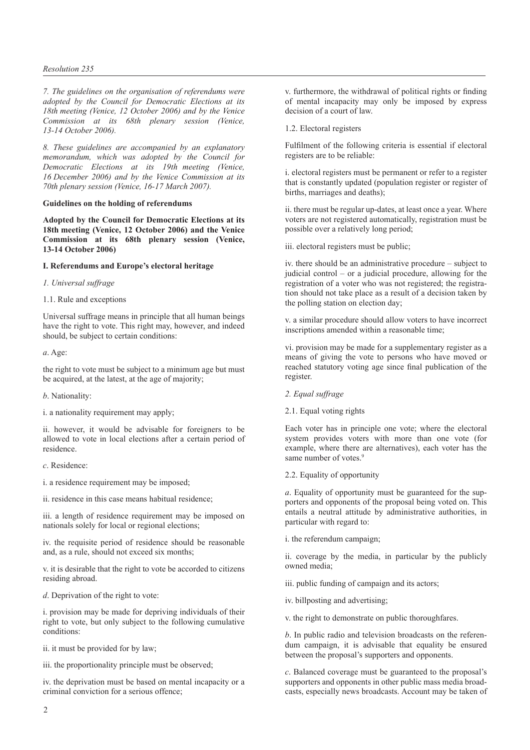*7. The guidelines on the organisation of referendums were adopted by the Council for Democratic Elections at its 18th meeting (Venice, 12 October 2006) and by the Venice Commission at its 68th plenary session (Venice, 13-14 October 2006).*

*8. These guidelines are accompanied by an explanatory memorandum, which was adopted by the Council for Democratic Elections at its 19th meeting (Venice, 16 December 2006) and by the Venice Commission at its 70th plenary session (Venice, 16-17 March 2007).*

**Guidelines on the holding of referendums**

**Adopted by the Council for Democratic Elections at its 18th meeting (Venice, 12 October 2006) and the Venice Commission at its 68th plenary session (Venice, 13-14 October 2006)**

**I. Referendums and Europe's electoral heritage**

*1. Universal suffrage*

1.1. Rule and exceptions

Universal suffrage means in principle that all human beings have the right to vote. This right may, however, and indeed should, be subject to certain conditions:

*a*. Age:

the right to vote must be subject to a minimum age but must be acquired, at the latest, at the age of majority;

*b*. Nationality:

i. a nationality requirement may apply;

ii. however, it would be advisable for foreigners to be allowed to vote in local elections after a certain period of residence.

*c*. Residence:

i. a residence requirement may be imposed;

ii. residence in this case means habitual residence;

iii. a length of residence requirement may be imposed on nationals solely for local or regional elections;

iv. the requisite period of residence should be reasonable and, as a rule, should not exceed six months;

v. it is desirable that the right to vote be accorded to citizens residing abroad.

*d*. Deprivation of the right to vote:

i. provision may be made for depriving individuals of their right to vote, but only subject to the following cumulative conditions:

ii. it must be provided for by law;

iii. the proportionality principle must be observed;

iv. the deprivation must be based on mental incapacity or a criminal conviction for a serious offence;

v. furthermore, the withdrawal of political rights or finding of mental incapacity may only be imposed by express decision of a court of law.

1.2. Electoral registers

Fulfilment of the following criteria is essential if electoral registers are to be reliable:

i. electoral registers must be permanent or refer to a register that is constantly updated (population register or register of births, marriages and deaths);

ii. there must be regular up-dates, at least once a year. Where voters are not registered automatically, registration must be possible over a relatively long period;

iii. electoral registers must be public;

iv. there should be an administrative procedure – subject to judicial control – or a judicial procedure, allowing for the registration of a voter who was not registered; the registration should not take place as a result of a decision taken by the polling station on election day;

v. a similar procedure should allow voters to have incorrect inscriptions amended within a reasonable time;

vi. provision may be made for a supplementary register as a means of giving the vote to persons who have moved or reached statutory voting age since final publication of the register.

*2. Equal suffrage*

2.1. Equal voting rights

Each voter has in principle one vote; where the electoral system provides voters with more than one vote (for example, where there are alternatives), each voter has the same number of votes.[9]

2.2. Equality of opportunity

*a*. Equality of opportunity must be guaranteed for the supporters and opponents of the proposal being voted on. This entails a neutral attitude by administrative authorities, in particular with regard to:

i. the referendum campaign;

ii. coverage by the media, in particular by the publicly owned media;

iii. public funding of campaign and its actors;

iv. billposting and advertising;

v. the right to demonstrate on public thoroughfares.

*b*. In public radio and television broadcasts on the referendum campaign, it is advisable that equality be ensured between the proposal's supporters and opponents.

*c*. Balanced coverage must be guaranteed to the proposal's supporters and opponents in other public mass media broadcasts, especially news broadcasts. Account may be taken of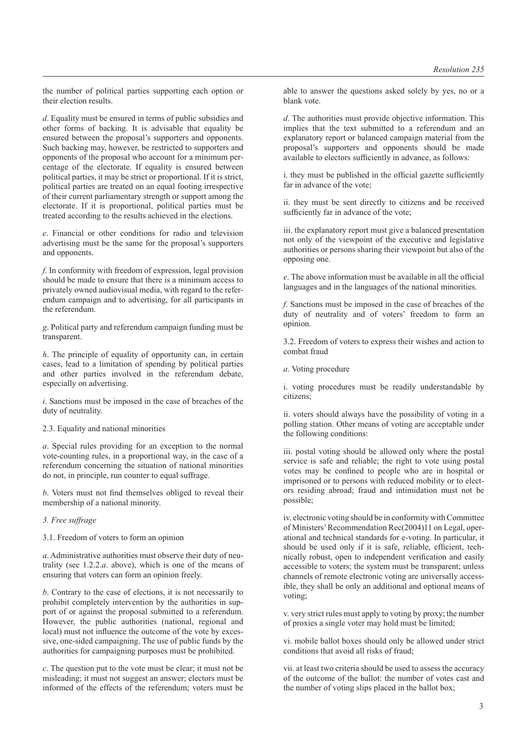the number of political parties supporting each option or their election results.

*d*. Equality must be ensured in terms of public subsidies and other forms of backing. It is advisable that equality be ensured between the proposal's supporters and opponents. Such backing may, however, be restricted to supporters and opponents of the proposal who account for a minimum percentage of the electorate. If equality is ensured between political parties, it may be strict or proportional. If it is strict, political parties are treated on an equal footing irrespective of their current parliamentary strength or support among the electorate. If it is proportional, political parties must be treated according to the results achieved in the elections.

*e*. Financial or other conditions for radio and television advertising must be the same for the proposal's supporters and opponents.

*f*. In conformity with freedom of expression, legal provision should be made to ensure that there is a minimum access to privately owned audiovisual media, with regard to the referendum campaign and to advertising, for all participants in the referendum.

*g*. Political party and referendum campaign funding must be transparent.

*h*. The principle of equality of opportunity can, in certain cases, lead to a limitation of spending by political parties and other parties involved in the referendum debate, especially on advertising.

*i*. Sanctions must be imposed in the case of breaches of the duty of neutrality.

2.3. Equality and national minorities

*a*. Special rules providing for an exception to the normal vote-counting rules, in a proportional way, in the case of a referendum concerning the situation of national minorities do not, in principle, run counter to equal suffrage.

*b*. Voters must not find themselves obliged to reveal their membership of a national minority.

*3. Free suffrage*

3.1. Freedom of voters to form an opinion

*a*. Administrative authorities must observe their duty of neutrality (see 1.2.2.*a*. above), which is one of the means of ensuring that voters can form an opinion freely.

*b*. Contrary to the case of elections, it is not necessarily to prohibit completely intervention by the authorities in support of or against the proposal submitted to a referendum. However, the public authorities (national, regional and local) must not influence the outcome of the vote by excessive, one-sided campaigning. The use of public funds by the authorities for campaigning purposes must be prohibited.

*c*. The question put to the vote must be clear; it must not be misleading; it must not suggest an answer; electors must be informed of the effects of the referendum; voters must be able to answer the questions asked solely by yes, no or a blank vote.

*d*. The authorities must provide objective information. This implies that the text submitted to a referendum and an explanatory report or balanced campaign material from the proposal's supporters and opponents should be made available to electors sufficiently in advance, as follows:

i. they must be published in the official gazette sufficiently far in advance of the vote;

ii. they must be sent directly to citizens and be received sufficiently far in advance of the vote;

iii. the explanatory report must give a balanced presentation not only of the viewpoint of the executive and legislative authorities or persons sharing their viewpoint but also of the opposing one.

*e*. The above information must be available in all the official languages and in the languages of the national minorities.

*f*. Sanctions must be imposed in the case of breaches of the duty of neutrality and of voters' freedom to form an opinion.

3.2. Freedom of voters to express their wishes and action to combat fraud

*a*. Voting procedure

i. voting procedures must be readily understandable by citizens;

ii. voters should always have the possibility of voting in a polling station. Other means of voting are acceptable under the following conditions:

iii. postal voting should be allowed only where the postal service is safe and reliable; the right to vote using postal votes may be confined to people who are in hospital or imprisoned or to persons with reduced mobility or to electors residing abroad; fraud and intimidation must not be possible;

iv. electronic voting should be in conformity with Committee of Ministers' Recommendation Rec(2004)11 on Legal, operational and technical standards for e-voting. In particular, it should be used only if it is safe, reliable, efficient, technically robust, open to independent verification and easily accessible to voters; the system must be transparent; unless channels of remote electronic voting are universally accessible, they shall be only an additional and optional means of voting;

v. very strict rules must apply to voting by proxy; the number of proxies a single voter may hold must be limited;

vi. mobile ballot boxes should only be allowed under strict conditions that avoid all risks of fraud;

vii. at least two criteria should be used to assess the accuracy of the outcome of the ballot: the number of votes cast and the number of voting slips placed in the ballot box;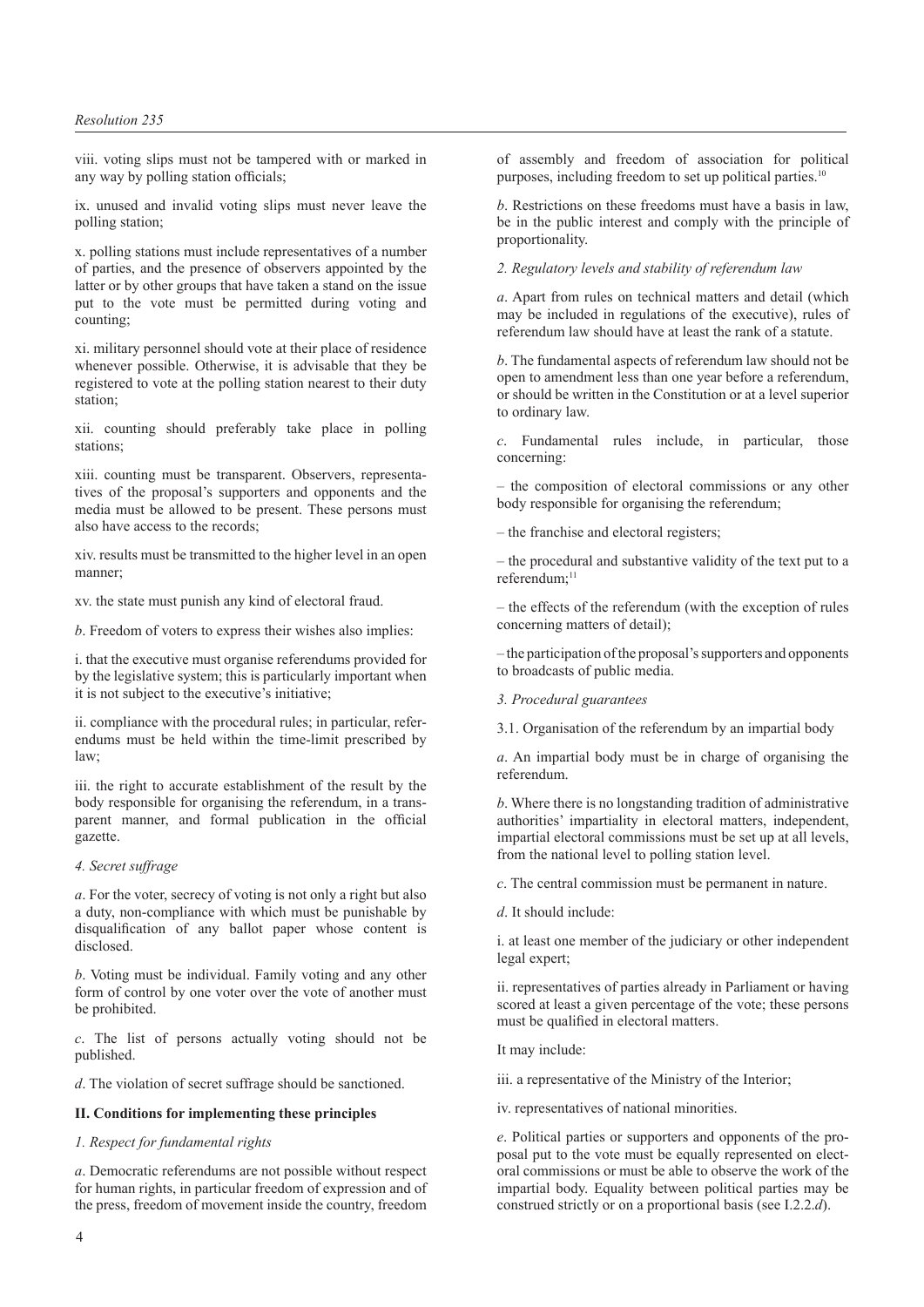viii. voting slips must not be tampered with or marked in any way by polling station officials;

ix. unused and invalid voting slips must never leave the polling station;

x. polling stations must include representatives of a number of parties, and the presence of observers appointed by the latter or by other groups that have taken a stand on the issue put to the vote must be permitted during voting and counting;

xi. military personnel should vote at their place of residence whenever possible. Otherwise, it is advisable that they be registered to vote at the polling station nearest to their duty station;

xii. counting should preferably take place in polling stations;

xiii. counting must be transparent. Observers, representatives of the proposal's supporters and opponents and the media must be allowed to be present. These persons must also have access to the records;

xiv. results must be transmitted to the higher level in an open manner;

xv. the state must punish any kind of electoral fraud.

*b*. Freedom of voters to express their wishes also implies:

i. that the executive must organise referendums provided for by the legislative system; this is particularly important when it is not subject to the executive's initiative;

ii. compliance with the procedural rules; in particular, referendums must be held within the time-limit prescribed by law;

iii. the right to accurate establishment of the result by the body responsible for organising the referendum, in a transparent manner, and formal publication in the official gazette.

*4. Secret suffrage*

*a*. For the voter, secrecy of voting is not only a right but also a duty, non-compliance with which must be punishable by disqualification of any ballot paper whose content is disclosed.

*b*. Voting must be individual. Family voting and any other form of control by one voter over the vote of another must be prohibited.

*c*. The list of persons actually voting should not be published.

*d*. The violation of secret suffrage should be sanctioned.

**II. Conditions for implementing these principles**

*1. Respect for fundamental rights*

*a*. Democratic referendums are not possible without respect for human rights, in particular freedom of expression and of the press, freedom of movement inside the country, freedom of assembly and freedom of association for political purposes, including freedom to set up political parties.[10]

*b*. Restrictions on these freedoms must have a basis in law, be in the public interest and comply with the principle of proportionality.

*2. Regulatory levels and stability of referendum law*

*a*. Apart from rules on technical matters and detail (which may be included in regulations of the executive), rules of referendum law should have at least the rank of a statute.

*b*. The fundamental aspects of referendum law should not be open to amendment less than one year before a referendum, or should be written in the Constitution or at a level superior to ordinary law.

*c*. Fundamental rules include, in particular, those concerning:

– the composition of electoral commissions or any other body responsible for organising the referendum;

– the franchise and electoral registers;

– the procedural and substantive validity of the text put to a referendum;[11]

– the effects of the referendum (with the exception of rules concerning matters of detail);

– the participation of the proposal's supporters and opponents to broadcasts of public media.

*3. Procedural guarantees*

3.1. Organisation of the referendum by an impartial body

*a*. An impartial body must be in charge of organising the referendum.

*b*. Where there is no longstanding tradition of administrative authorities' impartiality in electoral matters, independent, impartial electoral commissions must be set up at all levels, from the national level to polling station level.

*c*. The central commission must be permanent in nature.

*d*. It should include:

i. at least one member of the judiciary or other independent legal expert;

ii. representatives of parties already in Parliament or having scored at least a given percentage of the vote; these persons must be qualified in electoral matters.

It may include:

iii. a representative of the Ministry of the Interior;

iv. representatives of national minorities.

*e*. Political parties or supporters and opponents of the proposal put to the vote must be equally represented on electoral commissions or must be able to observe the work of the impartial body. Equality between political parties may be construed strictly or on a proportional basis (see I.2.2.*d*).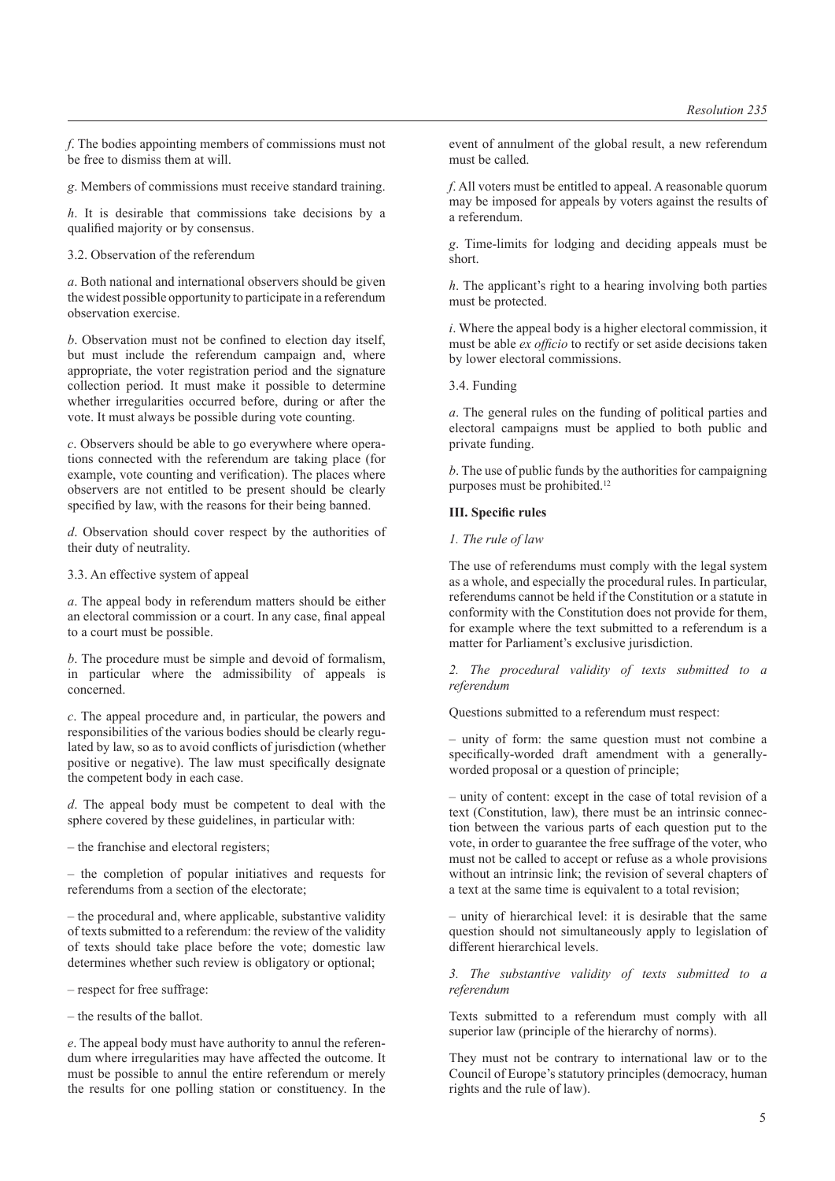*f*. The bodies appointing members of commissions must not be free to dismiss them at will.

*g*. Members of commissions must receive standard training.

*h*. It is desirable that commissions take decisions by a qualified majority or by consensus.

3.2. Observation of the referendum

*a*. Both national and international observers should be given the widest possible opportunity to participate in a referendum observation exercise.

*b*. Observation must not be confined to election day itself, but must include the referendum campaign and, where appropriate, the voter registration period and the signature collection period. It must make it possible to determine whether irregularities occurred before, during or after the vote. It must always be possible during vote counting.

*c*. Observers should be able to go everywhere where operations connected with the referendum are taking place (for example, vote counting and verification). The places where observers are not entitled to be present should be clearly specified by law, with the reasons for their being banned.

*d*. Observation should cover respect by the authorities of their duty of neutrality.

3.3. An effective system of appeal

*a*. The appeal body in referendum matters should be either an electoral commission or a court. In any case, final appeal to a court must be possible.

*b*. The procedure must be simple and devoid of formalism, in particular where the admissibility of appeals is concerned.

*c*. The appeal procedure and, in particular, the powers and responsibilities of the various bodies should be clearly regulated by law, so as to avoid conflicts of jurisdiction (whether positive or negative). The law must specifically designate the competent body in each case.

*d*. The appeal body must be competent to deal with the sphere covered by these guidelines, in particular with:

– the franchise and electoral registers;

– the completion of popular initiatives and requests for referendums from a section of the electorate;

– the procedural and, where applicable, substantive validity of texts submitted to a referendum: the review of the validity of texts should take place before the vote; domestic law determines whether such review is obligatory or optional;

– respect for free suffrage:

– the results of the ballot.

*e*. The appeal body must have authority to annul the referendum where irregularities may have affected the outcome. It must be possible to annul the entire referendum or merely the results for one polling station or constituency. In the event of annulment of the global result, a new referendum must be called.

*f*. All voters must be entitled to appeal. A reasonable quorum may be imposed for appeals by voters against the results of a referendum.

*g*. Time-limits for lodging and deciding appeals must be short.

*h*. The applicant's right to a hearing involving both parties must be protected.

*i*. Where the appeal body is a higher electoral commission, it must be able *ex officio* to rectify or set aside decisions taken by lower electoral commissions.

3.4. Funding

*a*. The general rules on the funding of political parties and electoral campaigns must be applied to both public and private funding.

*b*. The use of public funds by the authorities for campaigning purposes must be prohibited.[12]

**III. Specific rules**

*1. The rule of law*

The use of referendums must comply with the legal system as a whole, and especially the procedural rules. In particular, referendums cannot be held if the Constitution or a statute in conformity with the Constitution does not provide for them, for example where the text submitted to a referendum is a matter for Parliament's exclusive jurisdiction.

*2. The procedural validity of texts submitted to a referendum*

Questions submitted to a referendum must respect:

– unity of form: the same question must not combine a specifically-worded draft amendment with a generally-worded proposal or a question of principle;

– unity of content: except in the case of total revision of a text (Constitution, law), there must be an intrinsic connection between the various parts of each question put to the vote, in order to guarantee the free suffrage of the voter, who must not be called to accept or refuse as a whole provisions without an intrinsic link; the revision of several chapters of a text at the same time is equivalent to a total revision;

– unity of hierarchical level: it is desirable that the same question should not simultaneously apply to legislation of different hierarchical levels.

*3. The substantive validity of texts submitted to a referendum*

Texts submitted to a referendum must comply with all superior law (principle of the hierarchy of norms).

They must not be contrary to international law or to the Council of Europe's statutory principles (democracy, human rights and the rule of law).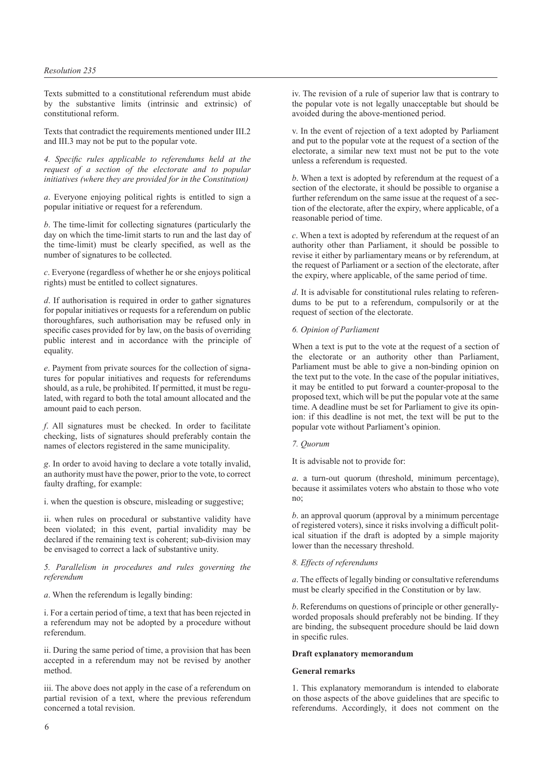Texts submitted to a constitutional referendum must abide by the substantive limits (intrinsic and extrinsic) of constitutional reform.

Texts that contradict the requirements mentioned under III.2 and III.3 may not be put to the popular vote.

*4. Specific rules applicable to referendums held at the request of a section of the electorate and to popular initiatives (where they are provided for in the Constitution)*

*a*. Everyone enjoying political rights is entitled to sign a popular initiative or request for a referendum.

*b*. The time-limit for collecting signatures (particularly the day on which the time-limit starts to run and the last day of the time-limit) must be clearly specified, as well as the number of signatures to be collected.

*c*. Everyone (regardless of whether he or she enjoys political rights) must be entitled to collect signatures.

*d*. If authorisation is required in order to gather signatures for popular initiatives or requests for a referendum on public thoroughfares, such authorisation may be refused only in specific cases provided for by law, on the basis of overriding public interest and in accordance with the principle of equality.

*e*. Payment from private sources for the collection of signatures for popular initiatives and requests for referendums should, as a rule, be prohibited. If permitted, it must be regulated, with regard to both the total amount allocated and the amount paid to each person.

*f*. All signatures must be checked. In order to facilitate checking, lists of signatures should preferably contain the names of electors registered in the same municipality.

*g*. In order to avoid having to declare a vote totally invalid, an authority must have the power, prior to the vote, to correct faulty drafting, for example:

i. when the question is obscure, misleading or suggestive;

ii. when rules on procedural or substantive validity have been violated; in this event, partial invalidity may be declared if the remaining text is coherent; sub-division may be envisaged to correct a lack of substantive unity.

*5. Parallelism in procedures and rules governing the referendum*

*a*. When the referendum is legally binding:

i. For a certain period of time, a text that has been rejected in a referendum may not be adopted by a procedure without referendum.

ii. During the same period of time, a provision that has been accepted in a referendum may not be revised by another method.

iii. The above does not apply in the case of a referendum on partial revision of a text, where the previous referendum concerned a total revision.

iv. The revision of a rule of superior law that is contrary to the popular vote is not legally unacceptable but should be avoided during the above-mentioned period.

v. In the event of rejection of a text adopted by Parliament and put to the popular vote at the request of a section of the electorate, a similar new text must not be put to the vote unless a referendum is requested.

*b*. When a text is adopted by referendum at the request of a section of the electorate, it should be possible to organise a further referendum on the same issue at the request of a section of the electorate, after the expiry, where applicable, of a reasonable period of time.

*c*. When a text is adopted by referendum at the request of an authority other than Parliament, it should be possible to revise it either by parliamentary means or by referendum, at the request of Parliament or a section of the electorate, after the expiry, where applicable, of the same period of time.

*d*. It is advisable for constitutional rules relating to referendums to be put to a referendum, compulsorily or at the request of section of the electorate.

*6. Opinion of Parliament*

When a text is put to the vote at the request of a section of the electorate or an authority other than Parliament, Parliament must be able to give a non-binding opinion on the text put to the vote. In the case of the popular initiatives, it may be entitled to put forward a counter-proposal to the proposed text, which will be put the popular vote at the same time. A deadline must be set for Parliament to give its opinion: if this deadline is not met, the text will be put to the popular vote without Parliament's opinion.

*7. Quorum*

It is advisable not to provide for:

*a*. a turn-out quorum (threshold, minimum percentage), because it assimilates voters who abstain to those who vote no;

*b*. an approval quorum (approval by a minimum percentage of registered voters), since it risks involving a difficult political situation if the draft is adopted by a simple majority lower than the necessary threshold.

*8. Effects of referendums*

*a*. The effects of legally binding or consultative referendums must be clearly specified in the Constitution or by law.

*b*. Referendums on questions of principle or other generally-worded proposals should preferably not be binding. If they are binding, the subsequent procedure should be laid down in specific rules.

**Draft explanatory memorandum**

**General remarks**

1. This explanatory memorandum is intended to elaborate on those aspects of the above guidelines that are specific to referendums. Accordingly, it does not comment on the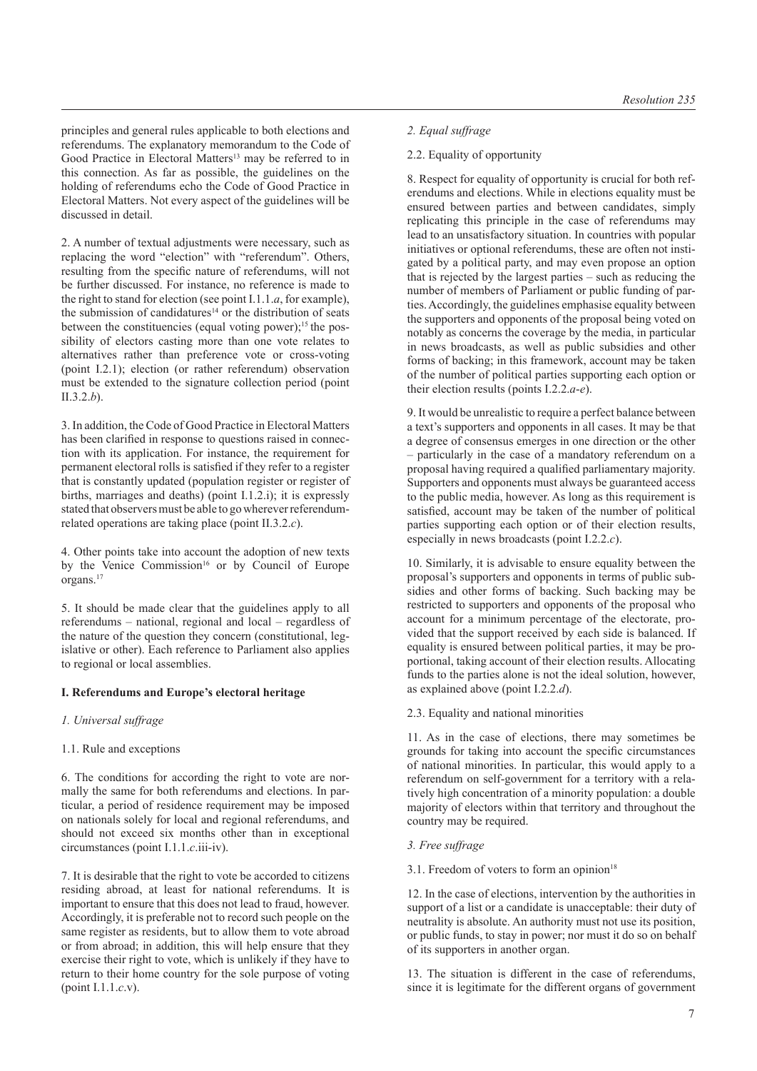principles and general rules applicable to both elections and referendums. The explanatory memorandum to the Code of Good Practice in Electoral Matters[13] may be referred to in this connection. As far as possible, the guidelines on the holding of referendums echo the Code of Good Practice in Electoral Matters. Not every aspect of the guidelines will be discussed in detail.

2. A number of textual adjustments were necessary, such as replacing the word "election" with "referendum". Others, resulting from the specific nature of referendums, will not be further discussed. For instance, no reference is made to the right to stand for election (see point I.1.1.*a*, for example), the submission of candidatures[14] or the distribution of seats between the constituencies (equal voting power);[15] the possibility of electors casting more than one vote relates to alternatives rather than preference vote or cross-voting (point I.2.1); election (or rather referendum) observation must be extended to the signature collection period (point II.3.2.*b*).

3. In addition, the Code of Good Practice in Electoral Matters has been clarified in response to questions raised in connection with its application. For instance, the requirement for permanent electoral rolls is satisfied if they refer to a register that is constantly updated (population register or register of births, marriages and deaths) (point I.1.2.i); it is expressly stated that observers must be able to go wherever referendum-related operations are taking place (point II.3.2.*c*).

4. Other points take into account the adoption of new texts by the Venice Commission[16] or by Council of Europe organs.[17]

5. It should be made clear that the guidelines apply to all referendums – national, regional and local – regardless of the nature of the question they concern (constitutional, legislative or other). Each reference to Parliament also applies to regional or local assemblies.

**I. Referendums and Europe's electoral heritage**

*1. Universal suffrage*

1.1. Rule and exceptions

6. The conditions for according the right to vote are normally the same for both referendums and elections. In particular, a period of residence requirement may be imposed on nationals solely for local and regional referendums, and should not exceed six months other than in exceptional circumstances (point I.1.1.*c*.iii-iv).

7. It is desirable that the right to vote be accorded to citizens residing abroad, at least for national referendums. It is important to ensure that this does not lead to fraud, however. Accordingly, it is preferable not to record such people on the same register as residents, but to allow them to vote abroad or from abroad; in addition, this will help ensure that they exercise their right to vote, which is unlikely if they have to return to their home country for the sole purpose of voting (point I.1.1.*c*.v).

*2. Equal suffrage*

2.2. Equality of opportunity

8. Respect for equality of opportunity is crucial for both referendums and elections. While in elections equality must be ensured between parties and between candidates, simply replicating this principle in the case of referendums may lead to an unsatisfactory situation. In countries with popular initiatives or optional referendums, these are often not instigated by a political party, and may even propose an option that is rejected by the largest parties – such as reducing the number of members of Parliament or public funding of parties. Accordingly, the guidelines emphasise equality between the supporters and opponents of the proposal being voted on notably as concerns the coverage by the media, in particular in news broadcasts, as well as public subsidies and other forms of backing; in this framework, account may be taken of the number of political parties supporting each option or their election results (points I.2.2.*a*-*e*).

9. It would be unrealistic to require a perfect balance between a text's supporters and opponents in all cases. It may be that a degree of consensus emerges in one direction or the other – particularly in the case of a mandatory referendum on a proposal having required a qualified parliamentary majority. Supporters and opponents must always be guaranteed access to the public media, however. As long as this requirement is satisfied, account may be taken of the number of political parties supporting each option or of their election results, especially in news broadcasts (point I.2.2.*c*).

10. Similarly, it is advisable to ensure equality between the proposal's supporters and opponents in terms of public subsidies and other forms of backing. Such backing may be restricted to supporters and opponents of the proposal who account for a minimum percentage of the electorate, provided that the support received by each side is balanced. If equality is ensured between political parties, it may be proportional, taking account of their election results. Allocating funds to the parties alone is not the ideal solution, however, as explained above (point I.2.2.*d*).

2.3. Equality and national minorities

11. As in the case of elections, there may sometimes be grounds for taking into account the specific circumstances of national minorities. In particular, this would apply to a referendum on self-government for a territory with a relatively high concentration of a minority population: a double majority of electors within that territory and throughout the country may be required.

*3. Free suffrage*

3.1. Freedom of voters to form an opinion[18]

12. In the case of elections, intervention by the authorities in support of a list or a candidate is unacceptable: their duty of neutrality is absolute. An authority must not use its position, or public funds, to stay in power; nor must it do so on behalf of its supporters in another organ.

13. The situation is different in the case of referendums, since it is legitimate for the different organs of government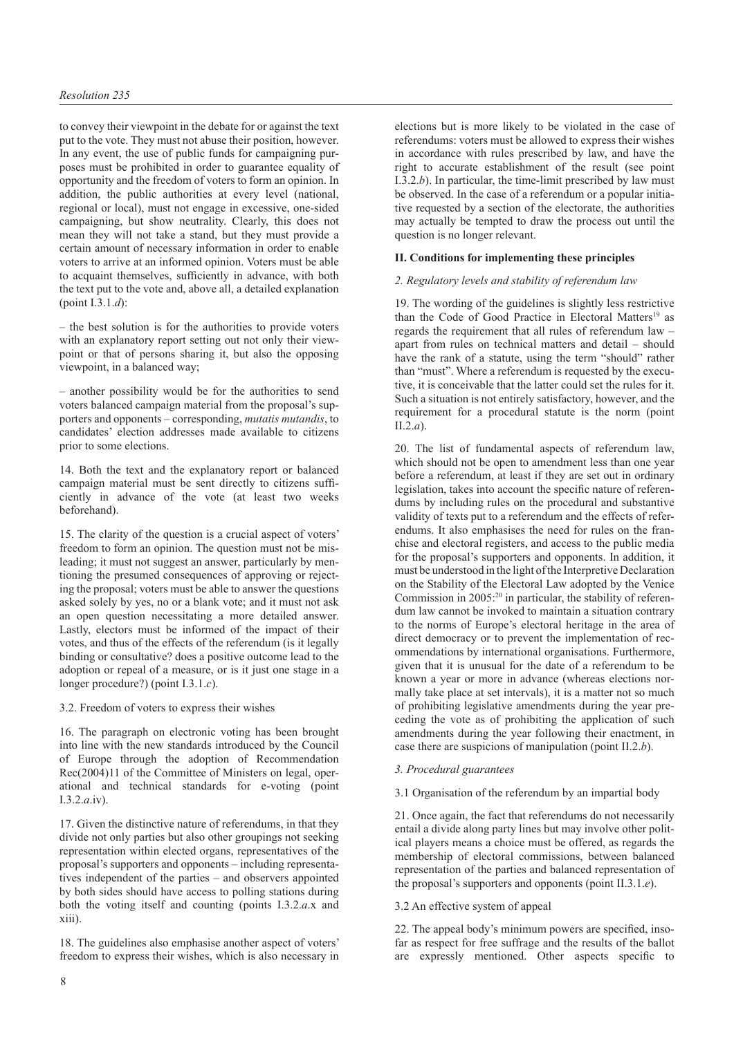to convey their viewpoint in the debate for or against the text put to the vote. They must not abuse their position, however. In any event, the use of public funds for campaigning purposes must be prohibited in order to guarantee equality of opportunity and the freedom of voters to form an opinion. In addition, the public authorities at every level (national, regional or local), must not engage in excessive, one-sided campaigning, but show neutrality. Clearly, this does not mean they will not take a stand, but they must provide a certain amount of necessary information in order to enable voters to arrive at an informed opinion. Voters must be able to acquaint themselves, sufficiently in advance, with both the text put to the vote and, above all, a detailed explanation (point I.3.1.*d*):

– the best solution is for the authorities to provide voters with an explanatory report setting out not only their viewpoint or that of persons sharing it, but also the opposing viewpoint, in a balanced way;

– another possibility would be for the authorities to send voters balanced campaign material from the proposal's supporters and opponents – corresponding, *mutatis mutandis*, to candidates' election addresses made available to citizens prior to some elections.

14. Both the text and the explanatory report or balanced campaign material must be sent directly to citizens sufficiently in advance of the vote (at least two weeks beforehand).

15. The clarity of the question is a crucial aspect of voters' freedom to form an opinion. The question must not be misleading; it must not suggest an answer, particularly by mentioning the presumed consequences of approving or rejecting the proposal; voters must be able to answer the questions asked solely by yes, no or a blank vote; and it must not ask an open question necessitating a more detailed answer. Lastly, electors must be informed of the impact of their votes, and thus of the effects of the referendum (is it legally binding or consultative? does a positive outcome lead to the adoption or repeal of a measure, or is it just one stage in a longer procedure?) (point I.3.1.*c*).

3.2. Freedom of voters to express their wishes

16. The paragraph on electronic voting has been brought into line with the new standards introduced by the Council of Europe through the adoption of Recommendation Rec(2004)11 of the Committee of Ministers on legal, operational and technical standards for e-voting (point I.3.2.*a*.iv).

17. Given the distinctive nature of referendums, in that they divide not only parties but also other groupings not seeking representation within elected organs, representatives of the proposal's supporters and opponents – including representatives independent of the parties – and observers appointed by both sides should have access to polling stations during both the voting itself and counting (points I.3.2.*a*.x and xiii).

18. The guidelines also emphasise another aspect of voters' freedom to express their wishes, which is also necessary in elections but is more likely to be violated in the case of referendums: voters must be allowed to express their wishes in accordance with rules prescribed by law, and have the right to accurate establishment of the result (see point I.3.2.*b*). In particular, the time-limit prescribed by law must be observed. In the case of a referendum or a popular initiative requested by a section of the electorate, the authorities may actually be tempted to draw the process out until the question is no longer relevant.

**II. Conditions for implementing these principles**

*2. Regulatory levels and stability of referendum law*

19. The wording of the guidelines is slightly less restrictive than the Code of Good Practice in Electoral Matters[19] as regards the requirement that all rules of referendum law – apart from rules on technical matters and detail – should have the rank of a statute, using the term "should" rather than "must". Where a referendum is requested by the executive, it is conceivable that the latter could set the rules for it. Such a situation is not entirely satisfactory, however, and the requirement for a procedural statute is the norm (point II.2.*a*).

20. The list of fundamental aspects of referendum law, which should not be open to amendment less than one year before a referendum, at least if they are set out in ordinary legislation, takes into account the specific nature of referendums by including rules on the procedural and substantive validity of texts put to a referendum and the effects of referendums. It also emphasises the need for rules on the franchise and electoral registers, and access to the public media for the proposal's supporters and opponents. In addition, it must be understood in the light of the Interpretive Declaration on the Stability of the Electoral Law adopted by the Venice Commission in 2005:[20] in particular, the stability of referendum law cannot be invoked to maintain a situation contrary to the norms of Europe's electoral heritage in the area of direct democracy or to prevent the implementation of recommendations by international organisations. Furthermore, given that it is unusual for the date of a referendum to be known a year or more in advance (whereas elections normally take place at set intervals), it is a matter not so much of prohibiting legislative amendments during the year preceding the vote as of prohibiting the application of such amendments during the year following their enactment, in case there are suspicions of manipulation (point II.2.*b*).

*3. Procedural guarantees*

3.1 Organisation of the referendum by an impartial body

21. Once again, the fact that referendums do not necessarily entail a divide along party lines but may involve other political players means a choice must be offered, as regards the membership of electoral commissions, between balanced representation of the parties and balanced representation of the proposal's supporters and opponents (point II.3.1.*e*).

3.2 An effective system of appeal

22. The appeal body's minimum powers are specified, insofar as respect for free suffrage and the results of the ballot are expressly mentioned. Other aspects specific to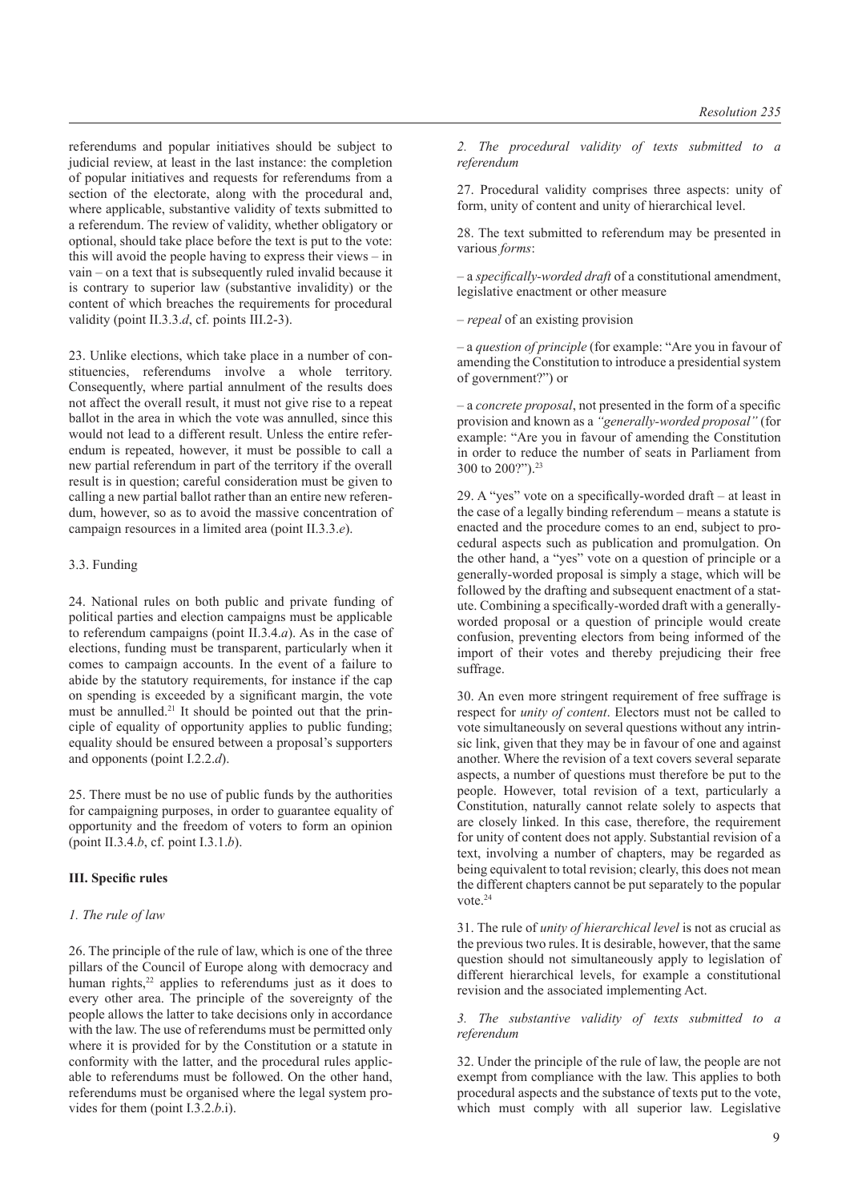referendums and popular initiatives should be subject to judicial review, at least in the last instance: the completion of popular initiatives and requests for referendums from a section of the electorate, along with the procedural and, where applicable, substantive validity of texts submitted to a referendum. The review of validity, whether obligatory or optional, should take place before the text is put to the vote: this will avoid the people having to express their views – in vain – on a text that is subsequently ruled invalid because it is contrary to superior law (substantive invalidity) or the content of which breaches the requirements for procedural validity (point II.3.3.*d*, cf. points III.2-3).

23. Unlike elections, which take place in a number of constituencies, referendums involve a whole territory. Consequently, where partial annulment of the results does not affect the overall result, it must not give rise to a repeat ballot in the area in which the vote was annulled, since this would not lead to a different result. Unless the entire referendum is repeated, however, it must be possible to call a new partial referendum in part of the territory if the overall result is in question; careful consideration must be given to calling a new partial ballot rather than an entire new referendum, however, so as to avoid the massive concentration of campaign resources in a limited area (point II.3.3.*e*).

### 3.3. Funding

24. National rules on both public and private funding of political parties and election campaigns must be applicable to referendum campaigns (point II.3.4.*a*). As in the case of elections, funding must be transparent, particularly when it comes to campaign accounts. In the event of a failure to abide by the statutory requirements, for instance if the cap on spending is exceeded by a significant margin, the vote must be annulled.[21] It should be pointed out that the principle of equality of opportunity applies to public funding; equality should be ensured between a proposal's supporters and opponents (point I.2.2.*d*).

25. There must be no use of public funds by the authorities for campaigning purposes, in order to guarantee equality of opportunity and the freedom of voters to form an opinion (point II.3.4.*b*, cf. point I.3.1.*b*).

## III. Specific rules

### *1. The rule of law*

26. The principle of the rule of law, which is one of the three pillars of the Council of Europe along with democracy and human rights,[22] applies to referendums just as it does to every other area. The principle of the sovereignty of the people allows the latter to take decisions only in accordance with the law. The use of referendums must be permitted only where it is provided for by the Constitution or a statute in conformity with the latter, and the procedural rules applicable to referendums must be followed. On the other hand, referendums must be organised where the legal system provides for them (point I.3.2.*b*.i).

### *2. The procedural validity of texts submitted to a referendum*

27. Procedural validity comprises three aspects: unity of form, unity of content and unity of hierarchical level.

28. The text submitted to referendum may be presented in various *forms*:

– a *specifically-worded draft* of a constitutional amendment, legislative enactment or other measure

– *repeal* of an existing provision

– a *question of principle* (for example: "Are you in favour of amending the Constitution to introduce a presidential system of government?") or

– a *concrete proposal*, not presented in the form of a specific provision and known as a *"generally-worded proposal"* (for example: "Are you in favour of amending the Constitution in order to reduce the number of seats in Parliament from 300 to 200?").[23]

29. A "yes" vote on a specifically-worded draft – at least in the case of a legally binding referendum – means a statute is enacted and the procedure comes to an end, subject to procedural aspects such as publication and promulgation. On the other hand, a "yes" vote on a question of principle or a generally-worded proposal is simply a stage, which will be followed by the drafting and subsequent enactment of a statute. Combining a specifically-worded draft with a generally-worded proposal or a question of principle would create confusion, preventing electors from being informed of the import of their votes and thereby prejudicing their free suffrage.

30. An even more stringent requirement of free suffrage is respect for *unity of content*. Electors must not be called to vote simultaneously on several questions without any intrinsic link, given that they may be in favour of one and against another. Where the revision of a text covers several separate aspects, a number of questions must therefore be put to the people. However, total revision of a text, particularly a Constitution, naturally cannot relate solely to aspects that are closely linked. In this case, therefore, the requirement for unity of content does not apply. Substantial revision of a text, involving a number of chapters, may be regarded as being equivalent to total revision; clearly, this does not mean the different chapters cannot be put separately to the popular vote.[24]

31. The rule of *unity of hierarchical level* is not as crucial as the previous two rules. It is desirable, however, that the same question should not simultaneously apply to legislation of different hierarchical levels, for example a constitutional revision and the associated implementing Act.

### *3. The substantive validity of texts submitted to a referendum*

32. Under the principle of the rule of law, the people are not exempt from compliance with the law. This applies to both procedural aspects and the substance of texts put to the vote, which must comply with all superior law. Legislative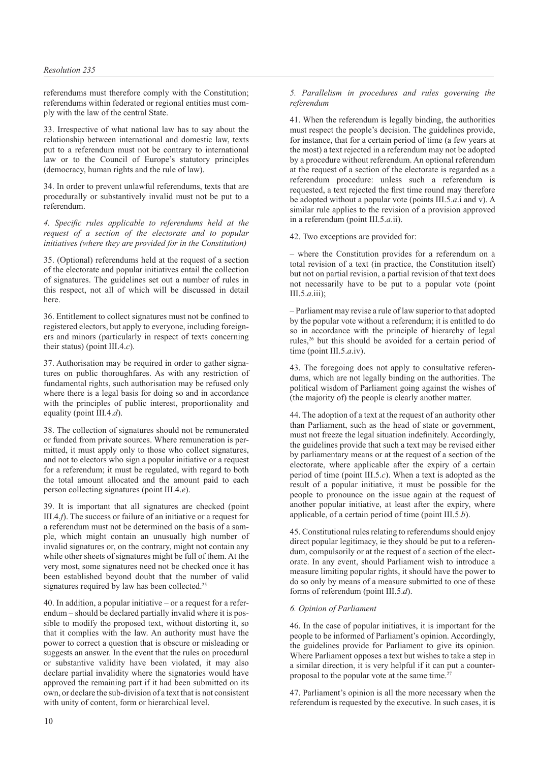referendums must therefore comply with the Constitution; referendums within federated or regional entities must comply with the law of the central State.

33. Irrespective of what national law has to say about the relationship between international and domestic law, texts put to a referendum must not be contrary to international law or to the Council of Europe's statutory principles (democracy, human rights and the rule of law).

34. In order to prevent unlawful referendums, texts that are procedurally or substantively invalid must not be put to a referendum.

*4. Specific rules applicable to referendums held at the request of a section of the electorate and to popular initiatives (where they are provided for in the Constitution)*

35. (Optional) referendums held at the request of a section of the electorate and popular initiatives entail the collection of signatures. The guidelines set out a number of rules in this respect, not all of which will be discussed in detail here.

36. Entitlement to collect signatures must not be confined to registered electors, but apply to everyone, including foreigners and minors (particularly in respect of texts concerning their status) (point III.4.*c*).

37. Authorisation may be required in order to gather signatures on public thoroughfares. As with any restriction of fundamental rights, such authorisation may be refused only where there is a legal basis for doing so and in accordance with the principles of public interest, proportionality and equality (point III.4.*d*).

38. The collection of signatures should not be remunerated or funded from private sources. Where remuneration is permitted, it must apply only to those who collect signatures, and not to electors who sign a popular initiative or a request for a referendum; it must be regulated, with regard to both the total amount allocated and the amount paid to each person collecting signatures (point III.4.*e*).

39. It is important that all signatures are checked (point III.4.*f*). The success or failure of an initiative or a request for a referendum must not be determined on the basis of a sample, which might contain an unusually high number of invalid signatures or, on the contrary, might not contain any while other sheets of signatures might be full of them. At the very most, some signatures need not be checked once it has been established beyond doubt that the number of valid signatures required by law has been collected.[25]

40. In addition, a popular initiative – or a request for a referendum – should be declared partially invalid where it is possible to modify the proposed text, without distorting it, so that it complies with the law. An authority must have the power to correct a question that is obscure or misleading or suggests an answer. In the event that the rules on procedural or substantive validity have been violated, it may also declare partial invalidity where the signatories would have approved the remaining part if it had been submitted on its own, or declare the sub-division of a text that is not consistent with unity of content, form or hierarchical level.

*5. Parallelism in procedures and rules governing the referendum*

41. When the referendum is legally binding, the authorities must respect the people's decision. The guidelines provide, for instance, that for a certain period of time (a few years at the most) a text rejected in a referendum may not be adopted by a procedure without referendum. An optional referendum at the request of a section of the electorate is regarded as a referendum procedure: unless such a referendum is requested, a text rejected the first time round may therefore be adopted without a popular vote (points III.5.*a*.i and v). A similar rule applies to the revision of a provision approved in a referendum (point III.5.*a*.ii).

42. Two exceptions are provided for:

– where the Constitution provides for a referendum on a total revision of a text (in practice, the Constitution itself) but not on partial revision, a partial revision of that text does not necessarily have to be put to a popular vote (point III.5.*a*.iii);

– Parliament may revise a rule of law superior to that adopted by the popular vote without a referendum; it is entitled to do so in accordance with the principle of hierarchy of legal rules,[26] but this should be avoided for a certain period of time (point III.5.*a*.iv).

43. The foregoing does not apply to consultative referendums, which are not legally binding on the authorities. The political wisdom of Parliament going against the wishes of (the majority of) the people is clearly another matter.

44. The adoption of a text at the request of an authority other than Parliament, such as the head of state or government, must not freeze the legal situation indefinitely. Accordingly, the guidelines provide that such a text may be revised either by parliamentary means or at the request of a section of the electorate, where applicable after the expiry of a certain period of time (point III.5.*c*). When a text is adopted as the result of a popular initiative, it must be possible for the people to pronounce on the issue again at the request of another popular initiative, at least after the expiry, where applicable, of a certain period of time (point III.5.*b*).

45. Constitutional rules relating to referendums should enjoy direct popular legitimacy, ie they should be put to a referendum, compulsorily or at the request of a section of the electorate. In any event, should Parliament wish to introduce a measure limiting popular rights, it should have the power to do so only by means of a measure submitted to one of these forms of referendum (point III.5.*d*).

*6. Opinion of Parliament*

46. In the case of popular initiatives, it is important for the people to be informed of Parliament's opinion. Accordingly, the guidelines provide for Parliament to give its opinion. Where Parliament opposes a text but wishes to take a step in a similar direction, it is very helpful if it can put a counter-proposal to the popular vote at the same time.[27]

47. Parliament's opinion is all the more necessary when the referendum is requested by the executive. In such cases, it is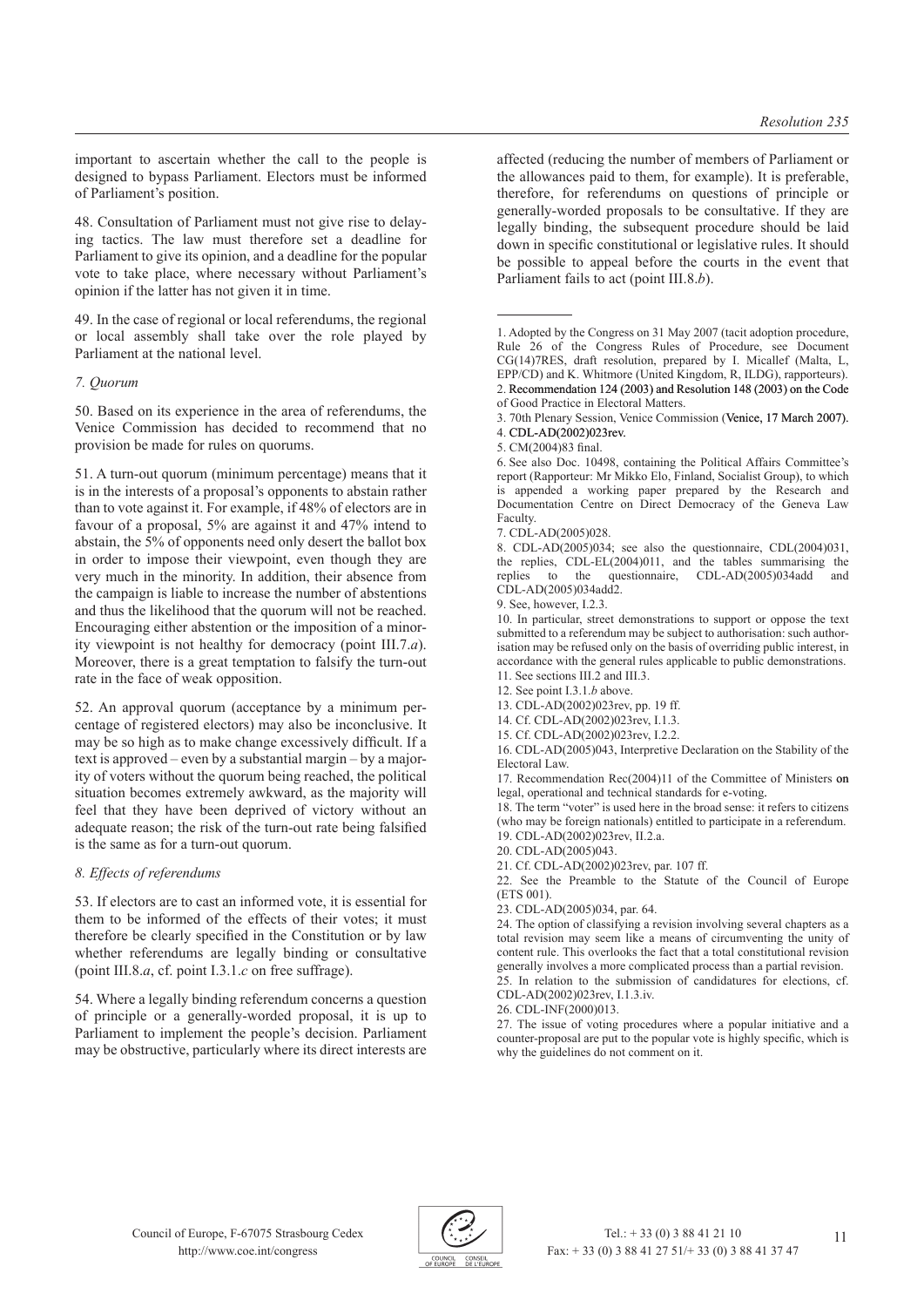important to ascertain whether the call to the people is designed to bypass Parliament. Electors must be informed of Parliament's position.

48. Consultation of Parliament must not give rise to delaying tactics. The law must therefore set a deadline for Parliament to give its opinion, and a deadline for the popular vote to take place, where necessary without Parliament's opinion if the latter has not given it in time.

49. In the case of regional or local referendums, the regional or local assembly shall take over the role played by Parliament at the national level.

*7. Quorum*

50. Based on its experience in the area of referendums, the Venice Commission has decided to recommend that no provision be made for rules on quorums.

51. A turn-out quorum (minimum percentage) means that it is in the interests of a proposal's opponents to abstain rather than to vote against it. For example, if 48% of electors are in favour of a proposal, 5% are against it and 47% intend to abstain, the 5% of opponents need only desert the ballot box in order to impose their viewpoint, even though they are very much in the minority. In addition, their absence from the campaign is liable to increase the number of abstentions and thus the likelihood that the quorum will not be reached. Encouraging either abstention or the imposition of a minority viewpoint is not healthy for democracy (point III.7.*a*). Moreover, there is a great temptation to falsify the turn-out rate in the face of weak opposition.

52. An approval quorum (acceptance by a minimum percentage of registered electors) may also be inconclusive. It may be so high as to make change excessively difficult. If a text is approved – even by a substantial margin – by a majority of voters without the quorum being reached, the political situation becomes extremely awkward, as the majority will feel that they have been deprived of victory without an adequate reason; the risk of the turn-out rate being falsified is the same as for a turn-out quorum.

*8. Effects of referendums*

53. If electors are to cast an informed vote, it is essential for them to be informed of the effects of their votes; it must therefore be clearly specified in the Constitution or by law whether referendums are legally binding or consultative (point III.8.*a*, cf. point I.3.1.*c* on free suffrage).

54. Where a legally binding referendum concerns a question of principle or a generally-worded proposal, it is up to Parliament to implement the people's decision. Parliament may be obstructive, particularly where its direct interests are affected (reducing the number of members of Parliament or the allowances paid to them, for example). It is preferable, therefore, for referendums on questions of principle or generally-worded proposals to be consultative. If they are legally binding, the subsequent procedure should be laid down in specific constitutional or legislative rules. It should be possible to appeal before the courts in the event that Parliament fails to act (point III.8.*b*).

---

1. Adopted by the Congress on 31 May 2007 (tacit adoption procedure, Rule 26 of the Congress Rules of Procedure, see Document CG(14)7RES, draft resolution, prepared by I. Micallef (Malta, L, EPP/CD) and K. Whitmore (United Kingdom, R, ILDG), rapporteurs).
2. Recommendation 124 (2003) and Resolution 148 (2003) on the Code of Good Practice in Electoral Matters.
3. 70th Plenary Session, Venice Commission (Venice, 17 March 2007).
4. CDL-AD(2002)023rev.
5. CM(2004)83 final.
6. See also Doc. 10498, containing the Political Affairs Committee's report (Rapporteur: Mr Mikko Elo, Finland, Socialist Group), to which is appended a working paper prepared by the Research and Documentation Centre on Direct Democracy of the Geneva Law Faculty.
7. CDL-AD(2005)028.
8. CDL-AD(2005)034; see also the questionnaire, CDL(2004)031, the replies, CDL-EL(2004)011, and the tables summarising the replies to the questionnaire, CDL-AD(2005)034add and CDL-AD(2005)034add2.
9. See, however, I.2.3.
10. In particular, street demonstrations to support or oppose the text submitted to a referendum may be subject to authorisation: such authorisation may be refused only on the basis of overriding public interest, in accordance with the general rules applicable to public demonstrations.
11. See sections III.2 and III.3.
12. See point I.3.1.*b* above.
13. CDL-AD(2002)023rev, pp. 19 ff.
14. Cf. CDL-AD(2002)023rev, I.1.3.
15. Cf. CDL-AD(2002)023rev, I.2.2.
16. CDL-AD(2005)043, Interpretive Declaration on the Stability of the Electoral Law.
17. Recommendation Rec(2004)11 of the Committee of Ministers on legal, operational and technical standards for e-voting.
18. The term "voter" is used here in the broad sense: it refers to citizens (who may be foreign nationals) entitled to participate in a referendum.
19. CDL-AD(2002)023rev, II.2.a.
20. CDL-AD(2005)043.
21. Cf. CDL-AD(2002)023rev, par. 107 ff.
22. See the Preamble to the Statute of the Council of Europe (ETS 001).
23. CDL-AD(2005)034, par. 64.
24. The option of classifying a revision involving several chapters as a total revision may seem like a means of circumventing the unity of content rule. This overlooks the fact that a total constitutional revision generally involves a more complicated process than a partial revision.
25. In relation to the submission of candidatures for elections, cf. CDL-AD(2002)023rev, I.1.3.iv.
26. CDL-INF(2000)013.
27. The issue of voting procedures where a popular initiative and a counter-proposal are put to the popular vote is highly specific, which is why the guidelines do not comment on it.